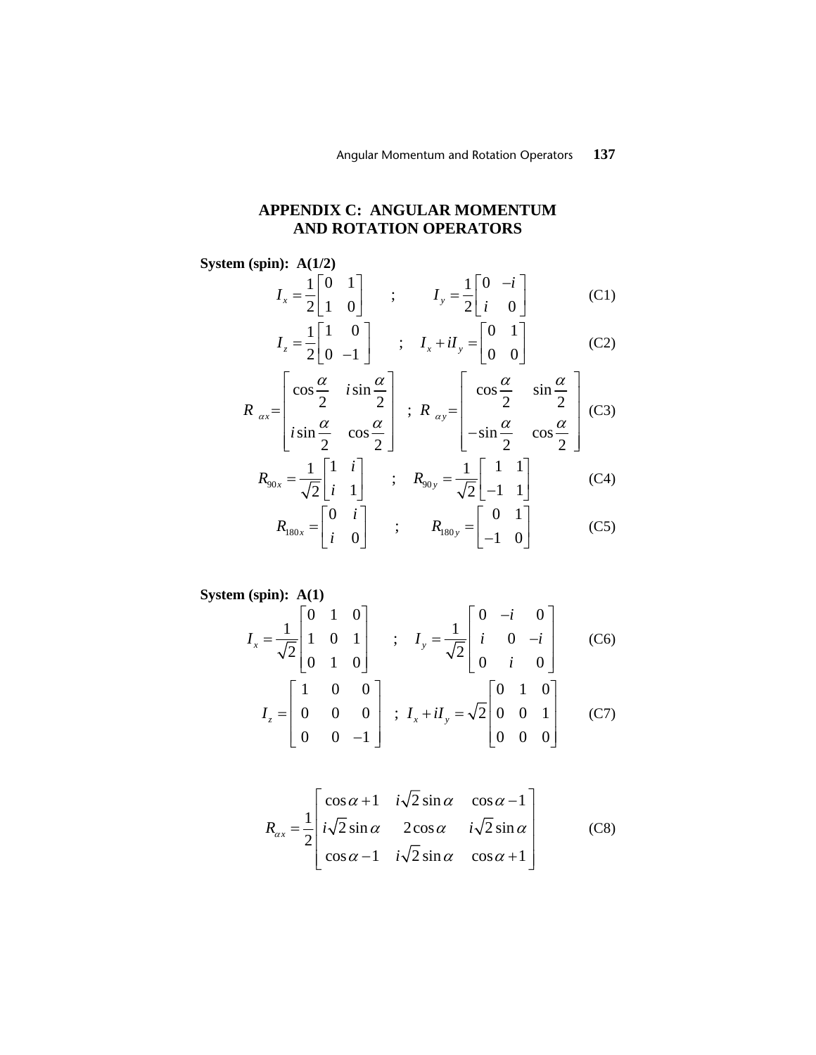## APPENDIX C: ANGULAR MOMENTUM AND ROTATION OPERATORS

**System (spin): A(1/2)**

$$I_x = \frac{1}{2}\begin{bmatrix} 0 & 1 \\ 1 & 0 \end{bmatrix} \quad ; \quad I_y = \frac{1}{2}\begin{bmatrix} 0 & -i \\ i & 0 \end{bmatrix} \tag{C1}$$

$$I_z = \frac{1}{2}\begin{bmatrix} 1 & 0 \\ 0 & -1 \end{bmatrix} \quad ; \quad I_x + iI_y = \begin{bmatrix} 0 & 1 \\ 0 & 0 \end{bmatrix} \tag{C2}$$

$$R_{\alpha x} = \begin{bmatrix} \cos\frac{\alpha}{2} & i\sin\frac{\alpha}{2} \\ i\sin\frac{\alpha}{2} & \cos\frac{\alpha}{2} \end{bmatrix} \quad ; \quad R_{\alpha y} = \begin{bmatrix} \cos\frac{\alpha}{2} & \sin\frac{\alpha}{2} \\ -\sin\frac{\alpha}{2} & \cos\frac{\alpha}{2} \end{bmatrix} \tag{C3}$$

$$R_{90x} = \frac{1}{\sqrt{2}}\begin{bmatrix} 1 & i \\ i & 1 \end{bmatrix} \quad ; \quad R_{90y} = \frac{1}{\sqrt{2}}\begin{bmatrix} 1 & 1 \\ -1 & 1 \end{bmatrix} \tag{C4}$$

$$R_{180x} = \begin{bmatrix} 0 & i \\ i & 0 \end{bmatrix} \quad ; \quad R_{180y} = \begin{bmatrix} 0 & 1 \\ -1 & 0 \end{bmatrix} \tag{C5}$$

**System (spin): A(1)**

$$I_x = \frac{1}{\sqrt{2}}\begin{bmatrix} 0 & 1 & 0 \\ 1 & 0 & 1 \\ 0 & 1 & 0 \end{bmatrix} \quad ; \quad I_y = \frac{1}{\sqrt{2}}\begin{bmatrix} 0 & -i & 0 \\ i & 0 & -i \\ 0 & i & 0 \end{bmatrix} \tag{C6}$$

$$I_z = \begin{bmatrix} 1 & 0 & 0 \\ 0 & 0 & 0 \\ 0 & 0 & -1 \end{bmatrix} \quad ; \quad I_x + iI_y = \sqrt{2}\begin{bmatrix} 0 & 1 & 0 \\ 0 & 0 & 1 \\ 0 & 0 & 0 \end{bmatrix} \tag{C7}$$

$$R_{\alpha x} = \frac{1}{2}\begin{bmatrix} \cos\alpha + 1 & i\sqrt{2}\sin\alpha & \cos\alpha - 1 \\ i\sqrt{2}\sin\alpha & 2\cos\alpha & i\sqrt{2}\sin\alpha \\ \cos\alpha - 1 & i\sqrt{2}\sin\alpha & \cos\alpha + 1 \end{bmatrix} \tag{C8}$$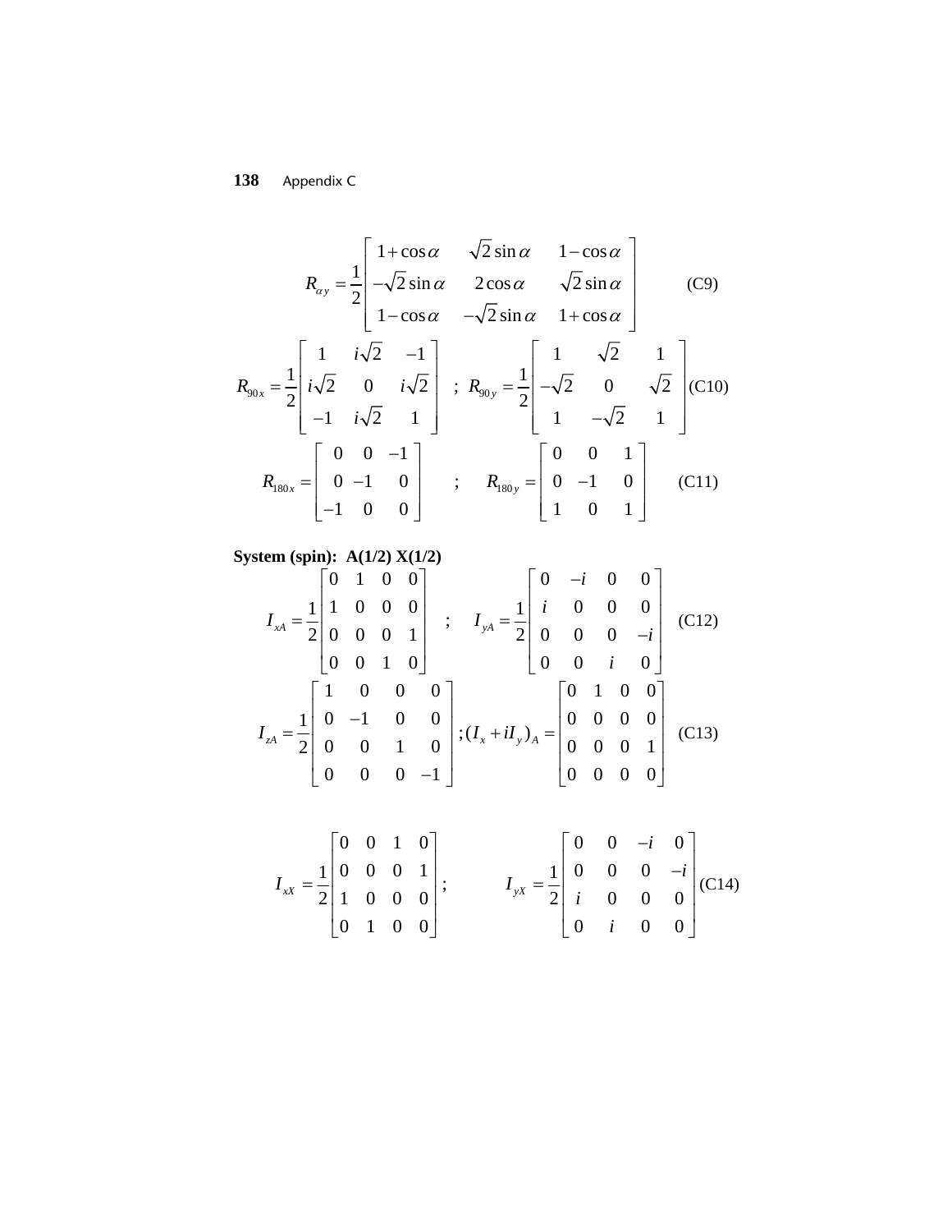$$R_{\alpha y} = \frac{1}{2}\begin{bmatrix} 1+\cos\alpha & \sqrt{2}\sin\alpha & 1-\cos\alpha \\ -\sqrt{2}\sin\alpha & 2\cos\alpha & \sqrt{2}\sin\alpha \\ 1-\cos\alpha & -\sqrt{2}\sin\alpha & 1+\cos\alpha \end{bmatrix} \tag{C9}$$

$$R_{90x} = \frac{1}{2}\begin{bmatrix} 1 & i\sqrt{2} & -1 \\ i\sqrt{2} & 0 & i\sqrt{2} \\ -1 & i\sqrt{2} & 1 \end{bmatrix} \; ; \; R_{90y} = \frac{1}{2}\begin{bmatrix} 1 & \sqrt{2} & 1 \\ -\sqrt{2} & 0 & \sqrt{2} \\ 1 & -\sqrt{2} & 1 \end{bmatrix} \tag{C10}$$

$$R_{180x} = \begin{bmatrix} 0 & 0 & -1 \\ 0 & -1 & 0 \\ -1 & 0 & 0 \end{bmatrix} \quad ; \quad R_{180y} = \begin{bmatrix} 0 & 0 & 1 \\ 0 & -1 & 0 \\ 1 & 0 & 1 \end{bmatrix} \tag{C11}$$

**System (spin): A(1/2) X(1/2)**

$$I_{xA} = \frac{1}{2}\begin{bmatrix} 0 & 1 & 0 & 0 \\ 1 & 0 & 0 & 0 \\ 0 & 0 & 0 & 1 \\ 0 & 0 & 1 & 0 \end{bmatrix} \quad ; \quad I_{yA} = \frac{1}{2}\begin{bmatrix} 0 & -i & 0 & 0 \\ i & 0 & 0 & 0 \\ 0 & 0 & 0 & -i \\ 0 & 0 & i & 0 \end{bmatrix} \tag{C12}$$

$$I_{zA} = \frac{1}{2}\begin{bmatrix} 1 & 0 & 0 & 0 \\ 0 & -1 & 0 & 0 \\ 0 & 0 & 1 & 0 \\ 0 & 0 & 0 & -1 \end{bmatrix} ; (I_x + iI_y)_A = \begin{bmatrix} 0 & 1 & 0 & 0 \\ 0 & 0 & 0 & 0 \\ 0 & 0 & 0 & 1 \\ 0 & 0 & 0 & 0 \end{bmatrix} \tag{C13}$$

$$I_{xX} = \frac{1}{2}\begin{bmatrix} 0 & 0 & 1 & 0 \\ 0 & 0 & 0 & 1 \\ 1 & 0 & 0 & 0 \\ 0 & 1 & 0 & 0 \end{bmatrix} ; \qquad I_{yX} = \frac{1}{2}\begin{bmatrix} 0 & 0 & -i & 0 \\ 0 & 0 & 0 & -i \\ i & 0 & 0 & 0 \\ 0 & i & 0 & 0 \end{bmatrix} \tag{C14}$$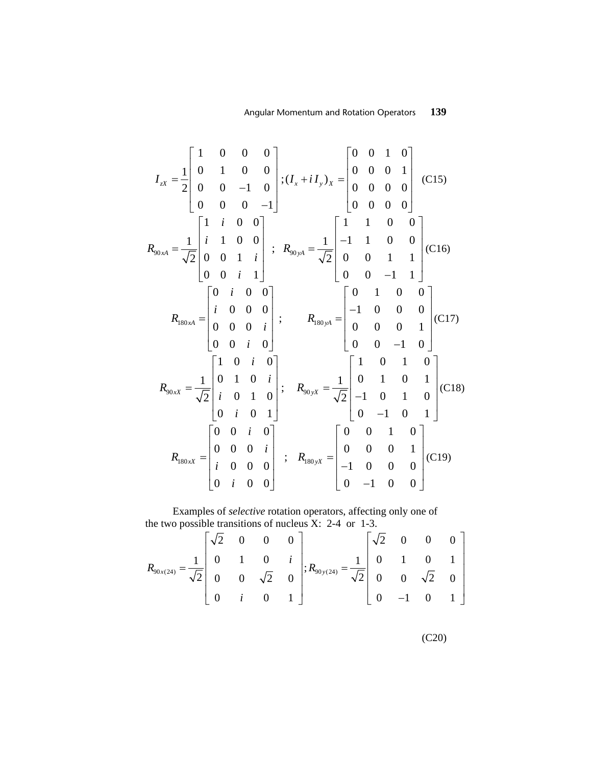$$I_{zX} = \frac{1}{2}\begin{bmatrix} 1 & 0 & 0 & 0 \\ 0 & 1 & 0 & 0 \\ 0 & 0 & -1 & 0 \\ 0 & 0 & 0 & -1 \end{bmatrix} ; (I_x + i\,I_y)_X = \begin{bmatrix} 0 & 0 & 1 & 0 \\ 0 & 0 & 0 & 1 \\ 0 & 0 & 0 & 0 \\ 0 & 0 & 0 & 0 \end{bmatrix} \quad \text{(C15)}$$

$$R_{90xA} = \frac{1}{\sqrt{2}}\begin{bmatrix} 1 & i & 0 & 0 \\ i & 1 & 0 & 0 \\ 0 & 0 & 1 & i \\ 0 & 0 & i & 1 \end{bmatrix} \; ; \; R_{90yA} = \frac{1}{\sqrt{2}}\begin{bmatrix} 1 & 1 & 0 & 0 \\ -1 & 1 & 0 & 0 \\ 0 & 0 & 1 & 1 \\ 0 & 0 & -1 & 1 \end{bmatrix} \quad \text{(C16)}$$

$$R_{180xA} = \begin{bmatrix} 0 & i & 0 & 0 \\ i & 0 & 0 & 0 \\ 0 & 0 & 0 & i \\ 0 & 0 & i & 0 \end{bmatrix} \; ; \quad R_{180yA} = \begin{bmatrix} 0 & 1 & 0 & 0 \\ -1 & 0 & 0 & 0 \\ 0 & 0 & 0 & 1 \\ 0 & 0 & -1 & 0 \end{bmatrix} \quad \text{(C17)}$$

$$R_{90xX} = \frac{1}{\sqrt{2}}\begin{bmatrix} 1 & 0 & i & 0 \\ 0 & 1 & 0 & i \\ i & 0 & 1 & 0 \\ 0 & i & 0 & 1 \end{bmatrix} ; \quad R_{90yX} = \frac{1}{\sqrt{2}}\begin{bmatrix} 1 & 0 & 1 & 0 \\ 0 & 1 & 0 & 1 \\ -1 & 0 & 1 & 0 \\ 0 & -1 & 0 & 1 \end{bmatrix} \quad \text{(C18)}$$

$$R_{180xX} = \begin{bmatrix} 0 & 0 & i & 0 \\ 0 & 0 & 0 & i \\ i & 0 & 0 & 0 \\ 0 & i & 0 & 0 \end{bmatrix} \; ; \; R_{180yX} = \begin{bmatrix} 0 & 0 & 1 & 0 \\ 0 & 0 & 0 & 1 \\ -1 & 0 & 0 & 0 \\ 0 & -1 & 0 & 0 \end{bmatrix} \quad \text{(C19)}$$

Examples of *selective* rotation operators, affecting only one of the two possible transitions of nucleus X: 2-4 or 1-3.

$$R_{90x(24)} = \frac{1}{\sqrt{2}}\begin{bmatrix} \sqrt{2} & 0 & 0 & 0 \\ 0 & 1 & 0 & i \\ 0 & 0 & \sqrt{2} & 0 \\ 0 & i & 0 & 1 \end{bmatrix} ; R_{90y(24)} = \frac{1}{\sqrt{2}}\begin{bmatrix} \sqrt{2} & 0 & 0 & 0 \\ 0 & 1 & 0 & 1 \\ 0 & 0 & \sqrt{2} & 0 \\ 0 & -1 & 0 & 1 \end{bmatrix}$$

(C20)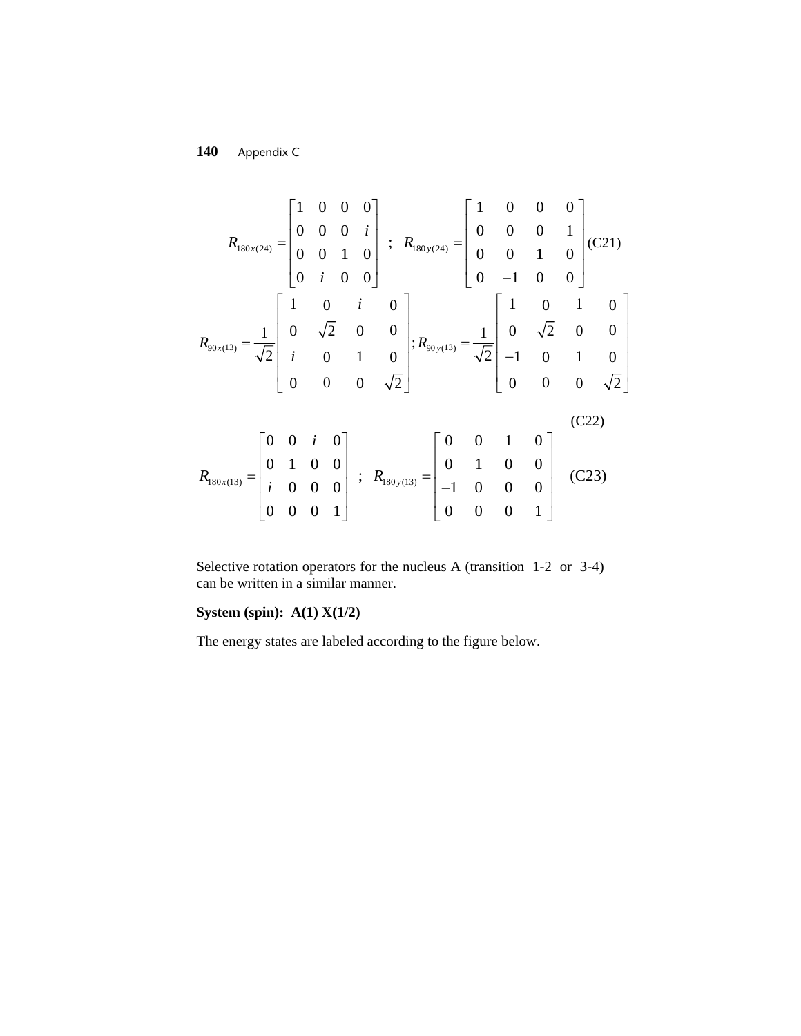$$R_{180x(24)} = \begin{bmatrix} 1 & 0 & 0 & 0 \\ 0 & 0 & 0 & i \\ 0 & 0 & 1 & 0 \\ 0 & i & 0 & 0 \end{bmatrix} \quad ; \quad R_{180y(24)} = \begin{bmatrix} 1 & 0 & 0 & 0 \\ 0 & 0 & 0 & 1 \\ 0 & 0 & 1 & 0 \\ 0 & -1 & 0 & 0 \end{bmatrix} \tag{C21}$$

$$R_{90x(13)} = \frac{1}{\sqrt{2}} \begin{bmatrix} 1 & 0 & i & 0 \\ 0 & \sqrt{2} & 0 & 0 \\ i & 0 & 1 & 0 \\ 0 & 0 & 0 & \sqrt{2} \end{bmatrix} ; R_{90y(13)} = \frac{1}{\sqrt{2}} \begin{bmatrix} 1 & 0 & 1 & 0 \\ 0 & \sqrt{2} & 0 & 0 \\ -1 & 0 & 1 & 0 \\ 0 & 0 & 0 & \sqrt{2} \end{bmatrix} \tag{C22}$$

$$R_{180x(13)} = \begin{bmatrix} 0 & 0 & i & 0 \\ 0 & 1 & 0 & 0 \\ i & 0 & 0 & 0 \\ 0 & 0 & 0 & 1 \end{bmatrix} \quad ; \quad R_{180y(13)} = \begin{bmatrix} 0 & 0 & 1 & 0 \\ 0 & 1 & 0 & 0 \\ -1 & 0 & 0 & 0 \\ 0 & 0 & 0 & 1 \end{bmatrix} \tag{C23}$$

Selective rotation operators for the nucleus A (transition 1-2 or 3-4) can be written in a similar manner.

**System (spin): A(1) X(1/2)**

The energy states are labeled according to the figure below.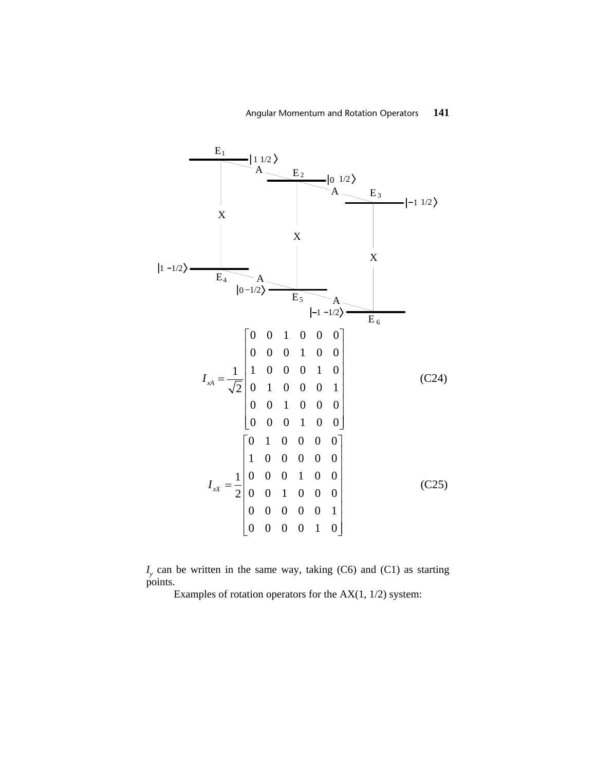E1
|1 1/2⟩
A
E2
|0 1/2⟩
A
E3
|−1 1/2⟩
X
X
X
|1 −1/2⟩
E4
A
|0 −1/2⟩
E5
A
|−1 −1/2⟩
E6

$$
I_{xA} = \frac{1}{\sqrt{2}} \begin{bmatrix} 0 & 0 & 1 & 0 & 0 & 0 \\ 0 & 0 & 0 & 1 & 0 & 0 \\ 1 & 0 & 0 & 0 & 1 & 0 \\ 0 & 1 & 0 & 0 & 0 & 1 \\ 0 & 0 & 1 & 0 & 0 & 0 \\ 0 & 0 & 0 & 1 & 0 & 0 \end{bmatrix} \tag{C24}
$$

$$
I_{xX} = \frac{1}{2} \begin{bmatrix} 0 & 1 & 0 & 0 & 0 & 0 \\ 1 & 0 & 0 & 0 & 0 & 0 \\ 0 & 0 & 0 & 1 & 0 & 0 \\ 0 & 0 & 1 & 0 & 0 & 0 \\ 0 & 0 & 0 & 0 & 0 & 1 \\ 0 & 0 & 0 & 0 & 1 & 0 \end{bmatrix} \tag{C25}
$$

$I_y$ can be written in the same way, taking (C6) and (C1) as starting points.

Examples of rotation operators for the AX(1, 1/2) system: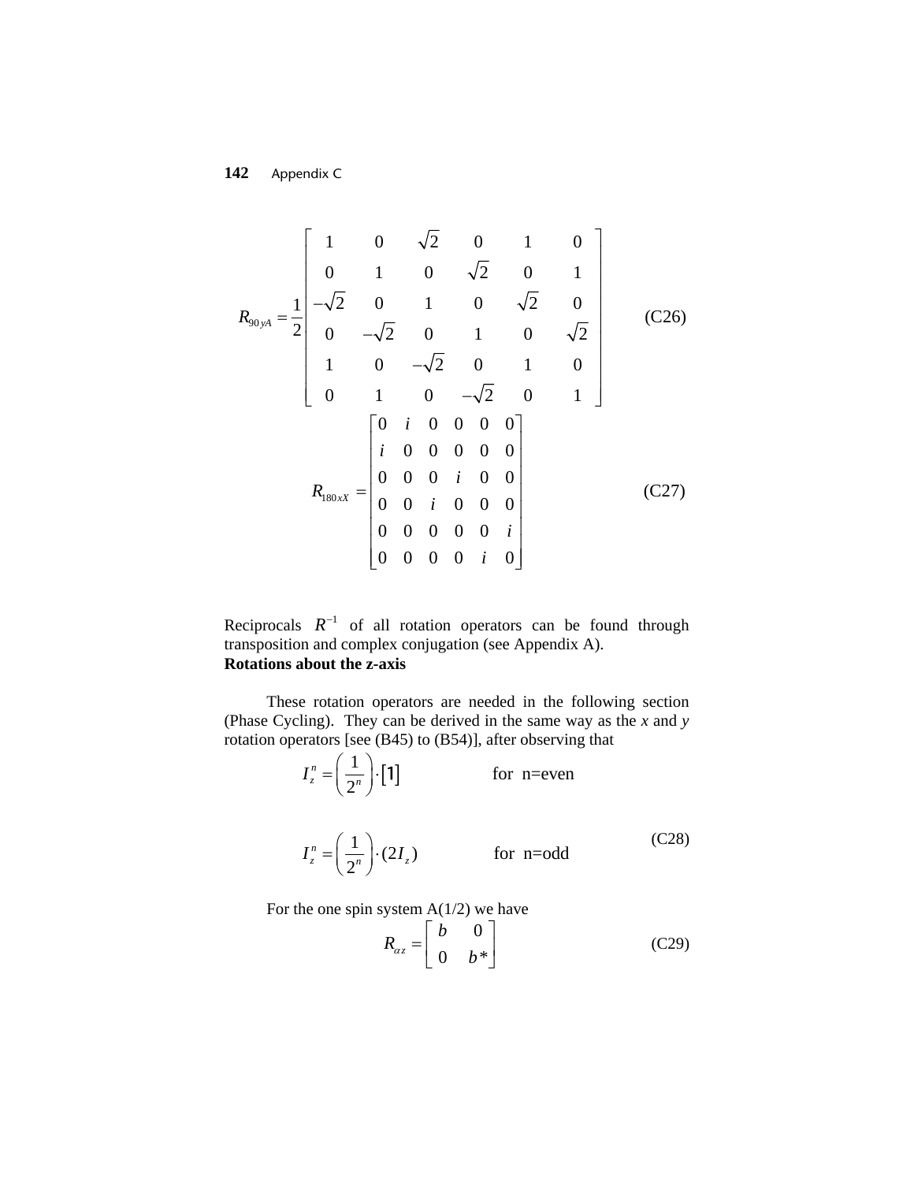$$
R_{90yA} = \frac{1}{2}\begin{bmatrix} 1 & 0 & \sqrt{2} & 0 & 1 & 0 \\ 0 & 1 & 0 & \sqrt{2} & 0 & 1 \\ -\sqrt{2} & 0 & 1 & 0 & \sqrt{2} & 0 \\ 0 & -\sqrt{2} & 0 & 1 & 0 & \sqrt{2} \\ 1 & 0 & -\sqrt{2} & 0 & 1 & 0 \\ 0 & 1 & 0 & -\sqrt{2} & 0 & 1 \end{bmatrix} \qquad \text{(C26)}
$$

$$
R_{180xX} = \begin{bmatrix} 0 & i & 0 & 0 & 0 & 0 \\ i & 0 & 0 & 0 & 0 & 0 \\ 0 & 0 & 0 & i & 0 & 0 \\ 0 & 0 & i & 0 & 0 & 0 \\ 0 & 0 & 0 & 0 & 0 & i \\ 0 & 0 & 0 & 0 & i & 0 \end{bmatrix} \qquad \text{(C27)}
$$

Reciprocals $R^{-1}$ of all rotation operators can be found through transposition and complex conjugation (see Appendix A).

**Rotations about the z-axis**

These rotation operators are needed in the following section (Phase Cycling). They can be derived in the same way as the *x* and *y* rotation operators [see (B45) to (B54)], after observing that

$$
I_z^n = \left(\frac{1}{2^n}\right)\cdot[1] \qquad \text{for n=even}
$$

$$
I_z^n = \left(\frac{1}{2^n}\right)\cdot(2I_z) \qquad \text{for n=odd} \qquad \text{(C28)}
$$

For the one spin system A(1/2) we have

$$
R_{\alpha z} = \begin{bmatrix} b & 0 \\ 0 & b^* \end{bmatrix} \qquad \text{(C29)}
$$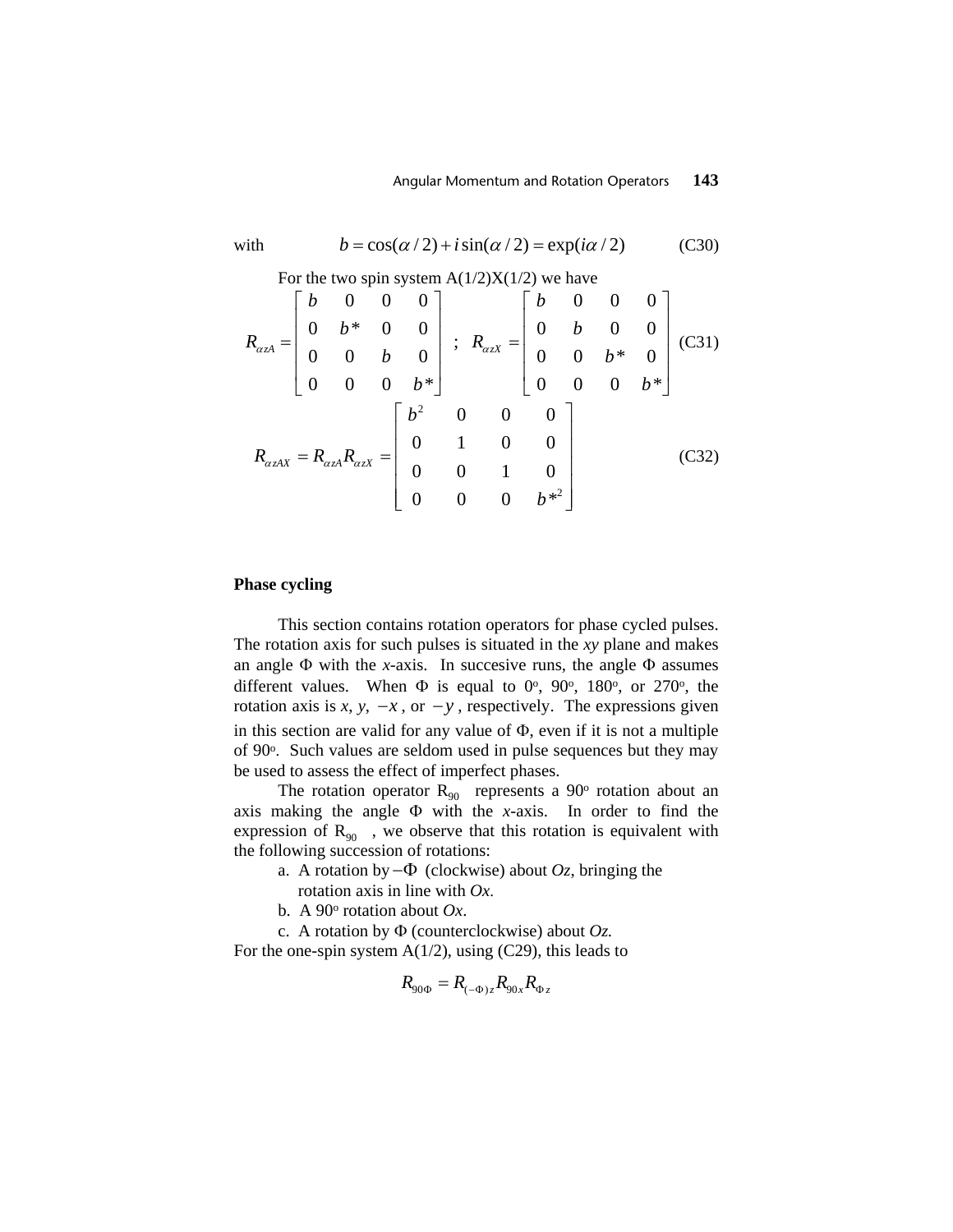with $$b = \cos(\alpha/2) + i\sin(\alpha/2) = \exp(i\alpha/2) \tag{C30}$$

For the two spin system A(1/2)X(1/2) we have

$$R_{\alpha zA} = \begin{bmatrix} b & 0 & 0 & 0 \\ 0 & b^* & 0 & 0 \\ 0 & 0 & b & 0 \\ 0 & 0 & 0 & b^* \end{bmatrix} \; ; \; R_{\alpha zX} = \begin{bmatrix} b & 0 & 0 & 0 \\ 0 & b & 0 & 0 \\ 0 & 0 & b^* & 0 \\ 0 & 0 & 0 & b^* \end{bmatrix} \tag{C31}$$

$$R_{\alpha zAX} = R_{\alpha zA} R_{\alpha zX} = \begin{bmatrix} b^2 & 0 & 0 & 0 \\ 0 & 1 & 0 & 0 \\ 0 & 0 & 1 & 0 \\ 0 & 0 & 0 & b^{*2} \end{bmatrix} \tag{C32}$$

**Phase cycling**

This section contains rotation operators for phase cycled pulses. The rotation axis for such pulses is situated in the *xy* plane and makes an angle Φ with the *x*-axis. In succesive runs, the angle Φ assumes different values. When Φ is equal to 0°, 90°, 180°, or 270°, the rotation axis is *x*, *y*, $-x$, or $-y$, respectively. The expressions given in this section are valid for any value of Φ, even if it is not a multiple of 90°. Such values are seldom used in pulse sequences but they may be used to assess the effect of imperfect phases.

The rotation operator $R_{90}$ represents a 90° rotation about an axis making the angle Φ with the *x*-axis. In order to find the expression of $R_{90}$, we observe that this rotation is equivalent with the following succession of rotations:

a. A rotation by $-\Phi$ (clockwise) about *Oz*, bringing the rotation axis in line with *Ox*.
b. A 90° rotation about *Ox*.
c. A rotation by Φ (counterclockwise) about *Oz.*

For the one-spin system A(1/2), using (C29), this leads to

$$R_{90\Phi} = R_{(-\Phi)z} R_{90x} R_{\Phi z}$$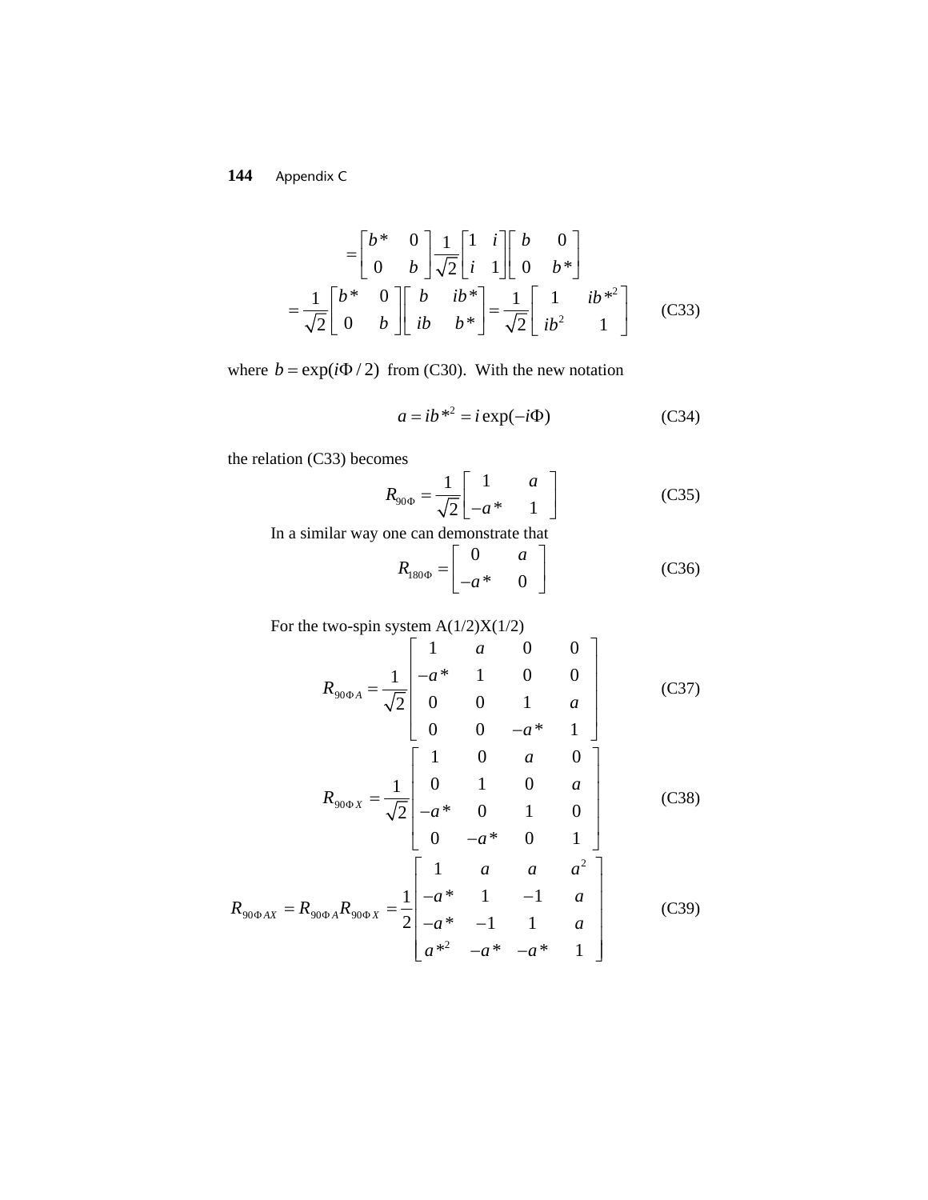$$= \begin{bmatrix} b^* & 0 \\ 0 & b \end{bmatrix} \frac{1}{\sqrt{2}} \begin{bmatrix} 1 & i \\ i & 1 \end{bmatrix} \begin{bmatrix} b & 0 \\ 0 & b^* \end{bmatrix}$$

$$= \frac{1}{\sqrt{2}} \begin{bmatrix} b^* & 0 \\ 0 & b \end{bmatrix} \begin{bmatrix} b & ib^* \\ ib & b^* \end{bmatrix} = \frac{1}{\sqrt{2}} \begin{bmatrix} 1 & ib^{*2} \\ ib^2 & 1 \end{bmatrix} \qquad \text{(C33)}$$

where $b = \exp(i\Phi/2)$ from (C30). With the new notation

$$a = ib^{*2} = i\exp(-i\Phi) \qquad \text{(C34)}$$

the relation (C33) becomes

$$R_{90\Phi} = \frac{1}{\sqrt{2}} \begin{bmatrix} 1 & a \\ -a^* & 1 \end{bmatrix} \qquad \text{(C35)}$$

In a similar way one can demonstrate that

$$R_{180\Phi} = \begin{bmatrix} 0 & a \\ -a^* & 0 \end{bmatrix} \qquad \text{(C36)}$$

For the two-spin system A(1/2)X(1/2)

$$R_{90\Phi A} = \frac{1}{\sqrt{2}} \begin{bmatrix} 1 & a & 0 & 0 \\ -a^* & 1 & 0 & 0 \\ 0 & 0 & 1 & a \\ 0 & 0 & -a^* & 1 \end{bmatrix} \qquad \text{(C37)}$$

$$R_{90\Phi X} = \frac{1}{\sqrt{2}} \begin{bmatrix} 1 & 0 & a & 0 \\ 0 & 1 & 0 & a \\ -a^* & 0 & 1 & 0 \\ 0 & -a^* & 0 & 1 \end{bmatrix} \qquad \text{(C38)}$$

$$R_{90\Phi AX} = R_{90\Phi A}R_{90\Phi X} = \frac{1}{2} \begin{bmatrix} 1 & a & a & a^2 \\ -a^* & 1 & -1 & a \\ -a^* & -1 & 1 & a \\ a^{*2} & -a^* & -a^* & 1 \end{bmatrix} \qquad \text{(C39)}$$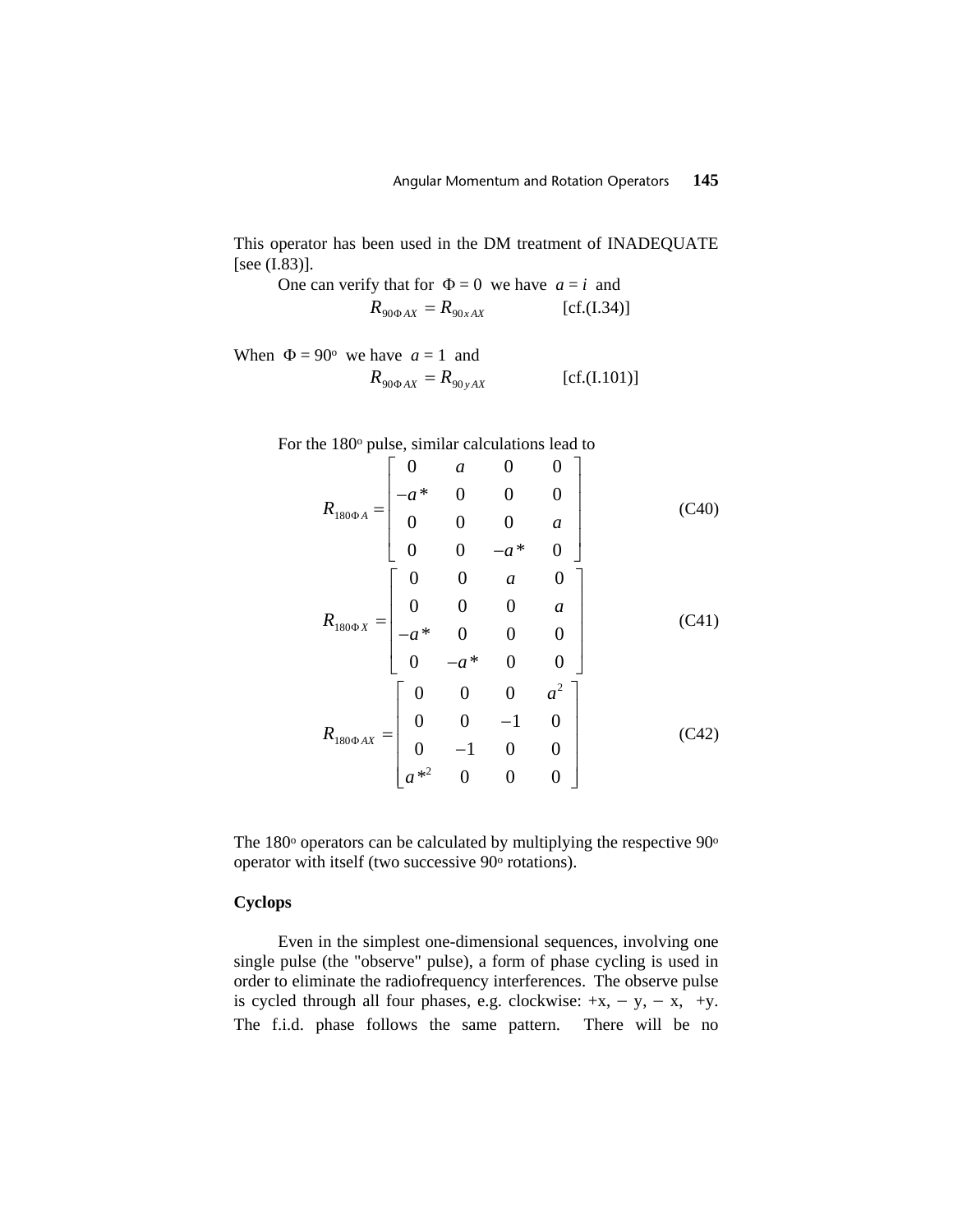This operator has been used in the DM treatment of INADEQUATE [see (I.83)].

One can verify that for $\Phi = 0$ we have $a = i$ and

$$R_{90\Phi AX} = R_{90xAX} \qquad \text{[cf.(I.34)]}$$

When $\Phi = 90^o$ we have $a = 1$ and

$$R_{90\Phi AX} = R_{90yAX} \qquad \text{[cf.(I.101)]}$$

For the $180^o$ pulse, similar calculations lead to

$$R_{180\Phi A} = \begin{bmatrix} 0 & a & 0 & 0 \\ -a^* & 0 & 0 & 0 \\ 0 & 0 & 0 & a \\ 0 & 0 & -a^* & 0 \end{bmatrix} \tag{C40}$$

$$R_{180\Phi X} = \begin{bmatrix} 0 & 0 & a & 0 \\ 0 & 0 & 0 & a \\ -a^* & 0 & 0 & 0 \\ 0 & -a^* & 0 & 0 \end{bmatrix} \tag{C41}$$

$$R_{180\Phi AX} = \begin{bmatrix} 0 & 0 & 0 & a^2 \\ 0 & 0 & -1 & 0 \\ 0 & -1 & 0 & 0 \\ a^{*2} & 0 & 0 & 0 \end{bmatrix} \tag{C42}$$

The $180^o$ operators can be calculated by multiplying the respective $90^o$ operator with itself (two successive $90^o$ rotations).

**Cyclops**

Even in the simplest one-dimensional sequences, involving one single pulse (the "observe" pulse), a form of phase cycling is used in order to eliminate the radiofrequency interferences. The observe pulse is cycled through all four phases, e.g. clockwise: +x, − y, − x, +y. The f.i.d. phase follows the same pattern. There will be no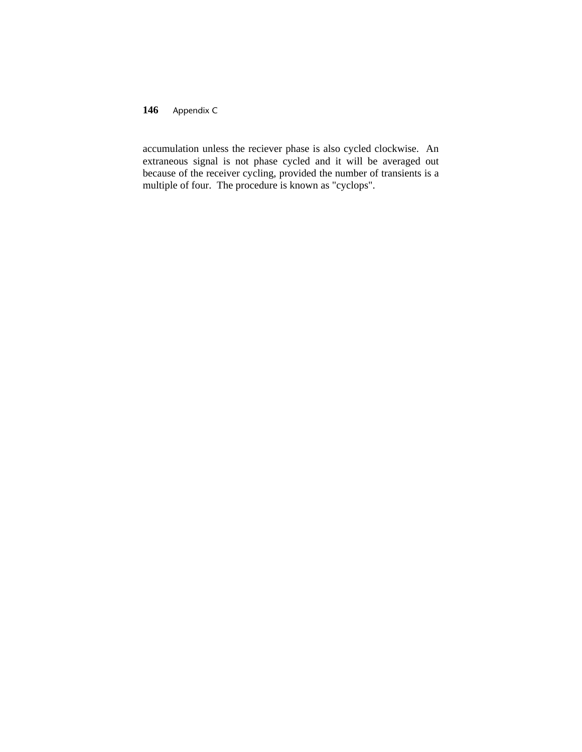accumulation unless the reciever phase is also cycled clockwise. An extraneous signal is not phase cycled and it will be averaged out because of the receiver cycling, provided the number of transients is a multiple of four. The procedure is known as "cyclops".